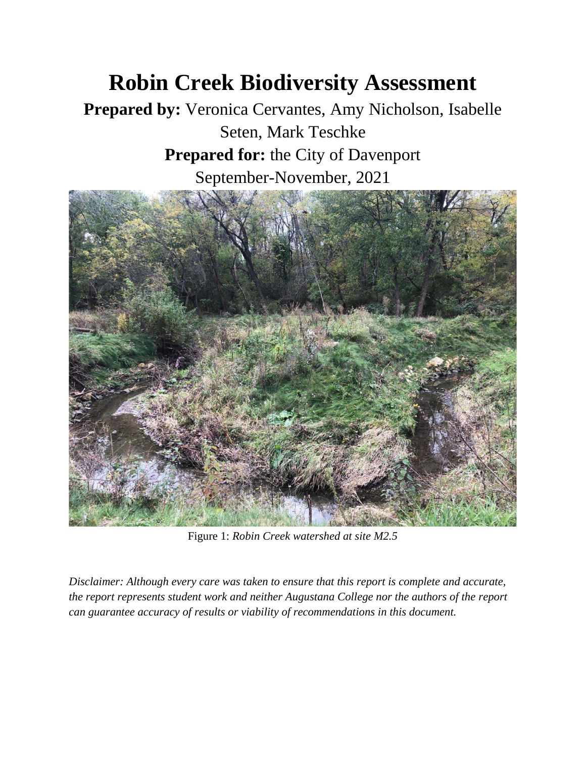# Robin Creek Biodiversity Assessment

**Prepared by:** Veronica Cervantes, Amy Nicholson, Isabelle Seten, Mark Teschke

**Prepared for:** the City of Davenport

September-November, 2021

Figure 1: *Robin Creek watershed at site M2.5*

*Disclaimer: Although every care was taken to ensure that this report is complete and accurate, the report represents student work and neither Augustana College nor the authors of the report can guarantee accuracy of results or viability of recommendations in this document.*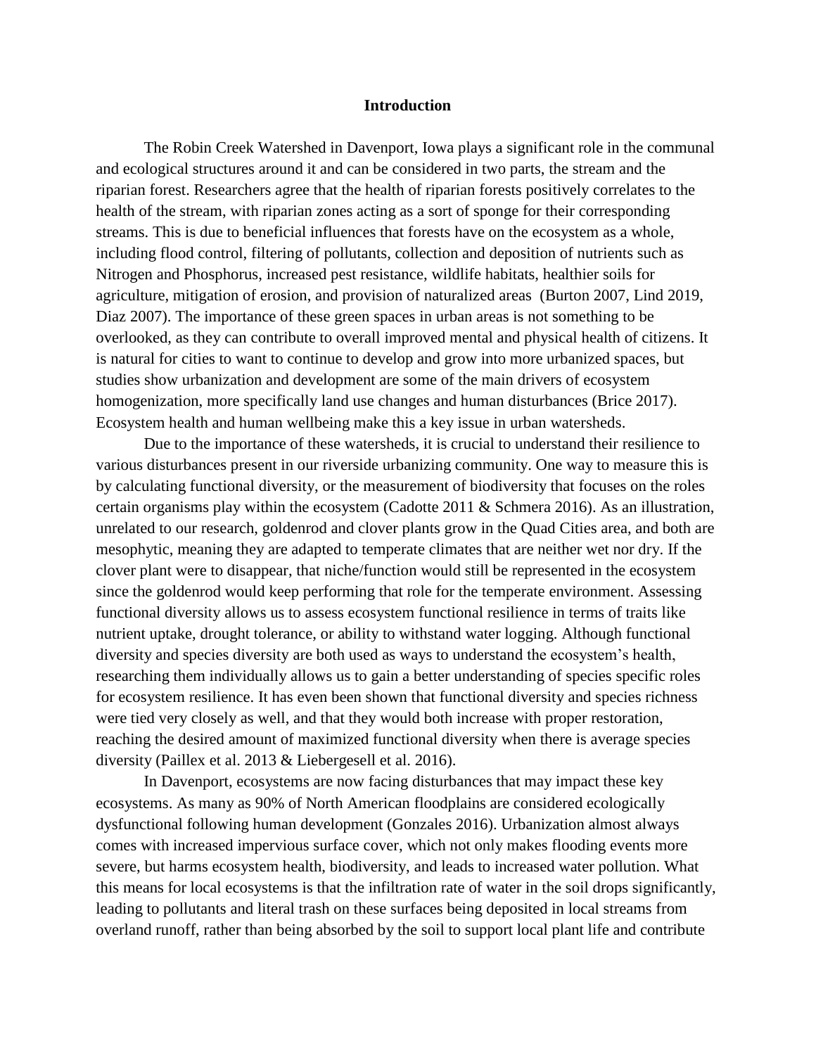## Introduction

The Robin Creek Watershed in Davenport, Iowa plays a significant role in the communal and ecological structures around it and can be considered in two parts, the stream and the riparian forest. Researchers agree that the health of riparian forests positively correlates to the health of the stream, with riparian zones acting as a sort of sponge for their corresponding streams. This is due to beneficial influences that forests have on the ecosystem as a whole, including flood control, filtering of pollutants, collection and deposition of nutrients such as Nitrogen and Phosphorus, increased pest resistance, wildlife habitats, healthier soils for agriculture, mitigation of erosion, and provision of naturalized areas (Burton 2007, Lind 2019, Diaz 2007). The importance of these green spaces in urban areas is not something to be overlooked, as they can contribute to overall improved mental and physical health of citizens. It is natural for cities to want to continue to develop and grow into more urbanized spaces, but studies show urbanization and development are some of the main drivers of ecosystem homogenization, more specifically land use changes and human disturbances (Brice 2017). Ecosystem health and human wellbeing make this a key issue in urban watersheds.

Due to the importance of these watersheds, it is crucial to understand their resilience to various disturbances present in our riverside urbanizing community. One way to measure this is by calculating functional diversity, or the measurement of biodiversity that focuses on the roles certain organisms play within the ecosystem (Cadotte 2011 & Schmera 2016). As an illustration, unrelated to our research, goldenrod and clover plants grow in the Quad Cities area, and both are mesophytic, meaning they are adapted to temperate climates that are neither wet nor dry. If the clover plant were to disappear, that niche/function would still be represented in the ecosystem since the goldenrod would keep performing that role for the temperate environment. Assessing functional diversity allows us to assess ecosystem functional resilience in terms of traits like nutrient uptake, drought tolerance, or ability to withstand water logging. Although functional diversity and species diversity are both used as ways to understand the ecosystem's health, researching them individually allows us to gain a better understanding of species specific roles for ecosystem resilience. It has even been shown that functional diversity and species richness were tied very closely as well, and that they would both increase with proper restoration, reaching the desired amount of maximized functional diversity when there is average species diversity (Paillex et al. 2013 & Liebergesell et al. 2016).

In Davenport, ecosystems are now facing disturbances that may impact these key ecosystems. As many as 90% of North American floodplains are considered ecologically dysfunctional following human development (Gonzales 2016). Urbanization almost always comes with increased impervious surface cover, which not only makes flooding events more severe, but harms ecosystem health, biodiversity, and leads to increased water pollution. What this means for local ecosystems is that the infiltration rate of water in the soil drops significantly, leading to pollutants and literal trash on these surfaces being deposited in local streams from overland runoff, rather than being absorbed by the soil to support local plant life and contribute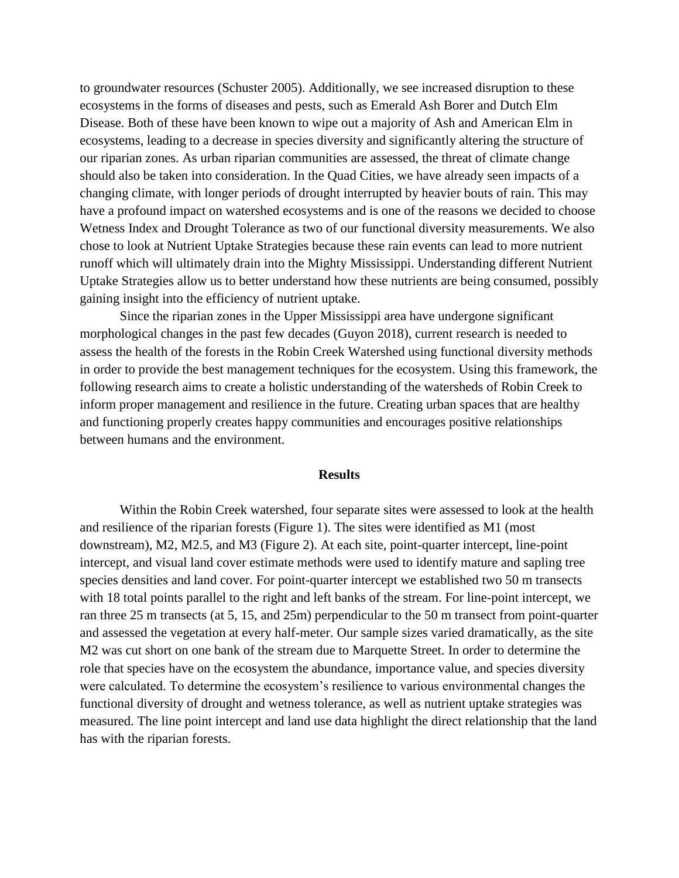to groundwater resources (Schuster 2005). Additionally, we see increased disruption to these ecosystems in the forms of diseases and pests, such as Emerald Ash Borer and Dutch Elm Disease. Both of these have been known to wipe out a majority of Ash and American Elm in ecosystems, leading to a decrease in species diversity and significantly altering the structure of our riparian zones. As urban riparian communities are assessed, the threat of climate change should also be taken into consideration. In the Quad Cities, we have already seen impacts of a changing climate, with longer periods of drought interrupted by heavier bouts of rain. This may have a profound impact on watershed ecosystems and is one of the reasons we decided to choose Wetness Index and Drought Tolerance as two of our functional diversity measurements. We also chose to look at Nutrient Uptake Strategies because these rain events can lead to more nutrient runoff which will ultimately drain into the Mighty Mississippi. Understanding different Nutrient Uptake Strategies allow us to better understand how these nutrients are being consumed, possibly gaining insight into the efficiency of nutrient uptake.

Since the riparian zones in the Upper Mississippi area have undergone significant morphological changes in the past few decades (Guyon 2018), current research is needed to assess the health of the forests in the Robin Creek Watershed using functional diversity methods in order to provide the best management techniques for the ecosystem. Using this framework, the following research aims to create a holistic understanding of the watersheds of Robin Creek to inform proper management and resilience in the future. Creating urban spaces that are healthy and functioning properly creates happy communities and encourages positive relationships between humans and the environment.

## Results

Within the Robin Creek watershed, four separate sites were assessed to look at the health and resilience of the riparian forests (Figure 1). The sites were identified as M1 (most downstream), M2, M2.5, and M3 (Figure 2). At each site, point-quarter intercept, line-point intercept, and visual land cover estimate methods were used to identify mature and sapling tree species densities and land cover. For point-quarter intercept we established two 50 m transects with 18 total points parallel to the right and left banks of the stream. For line-point intercept, we ran three 25 m transects (at 5, 15, and 25m) perpendicular to the 50 m transect from point-quarter and assessed the vegetation at every half-meter. Our sample sizes varied dramatically, as the site M2 was cut short on one bank of the stream due to Marquette Street. In order to determine the role that species have on the ecosystem the abundance, importance value, and species diversity were calculated. To determine the ecosystem's resilience to various environmental changes the functional diversity of drought and wetness tolerance, as well as nutrient uptake strategies was measured. The line point intercept and land use data highlight the direct relationship that the land has with the riparian forests.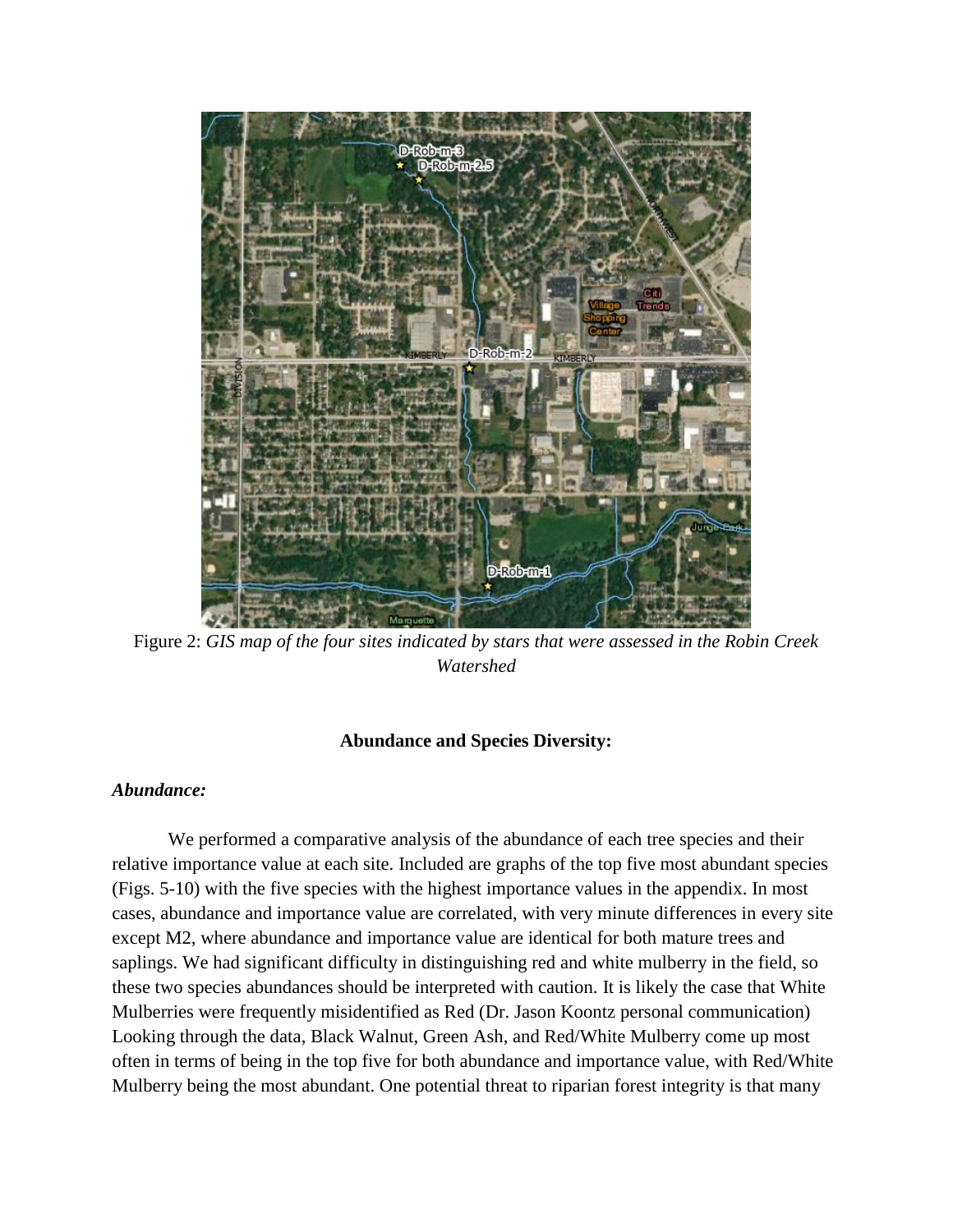Figure 2: *GIS map of the four sites indicated by stars that were assessed in the Robin Creek Watershed*

**Abundance and Species Diversity:**

***Abundance:***

We performed a comparative analysis of the abundance of each tree species and their relative importance value at each site. Included are graphs of the top five most abundant species (Figs. 5-10) with the five species with the highest importance values in the appendix. In most cases, abundance and importance value are correlated, with very minute differences in every site except M2, where abundance and importance value are identical for both mature trees and saplings. We had significant difficulty in distinguishing red and white mulberry in the field, so these two species abundances should be interpreted with caution. It is likely the case that White Mulberries were frequently misidentified as Red (Dr. Jason Koontz personal communication) Looking through the data, Black Walnut, Green Ash, and Red/White Mulberry come up most often in terms of being in the top five for both abundance and importance value, with Red/White Mulberry being the most abundant. One potential threat to riparian forest integrity is that many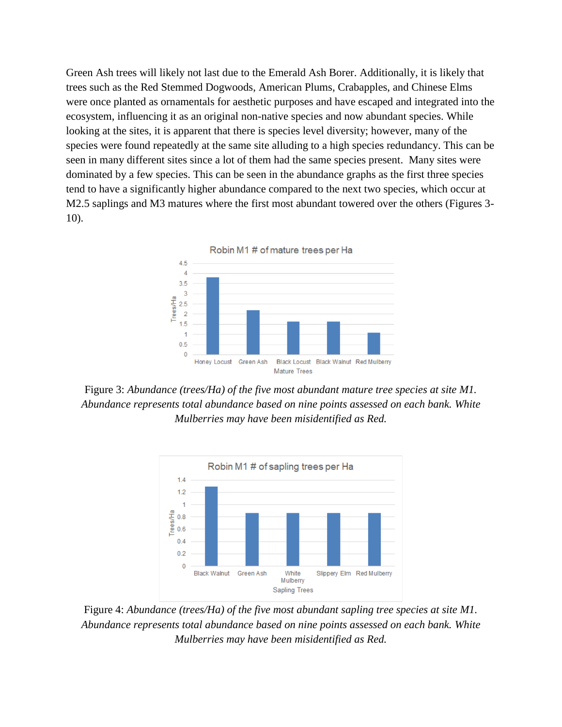Green Ash trees will likely not last due to the Emerald Ash Borer. Additionally, it is likely that trees such as the Red Stemmed Dogwoods, American Plums, Crabapples, and Chinese Elms were once planted as ornamentals for aesthetic purposes and have escaped and integrated into the ecosystem, influencing it as an original non-native species and now abundant species. While looking at the sites, it is apparent that there is species level diversity; however, many of the species were found repeatedly at the same site alluding to a high species redundancy. This can be seen in many different sites since a lot of them had the same species present. Many sites were dominated by a few species. This can be seen in the abundance graphs as the first three species tend to have a significantly higher abundance compared to the next two species, which occur at M2.5 saplings and M3 matures where the first most abundant towered over the others (Figures 3-10).

Figure 3: *Abundance (trees/Ha) of the five most abundant mature tree species at site M1. Abundance represents total abundance based on nine points assessed on each bank. White Mulberries may have been misidentified as Red.*

Figure 4: *Abundance (trees/Ha) of the five most abundant sapling tree species at site M1. Abundance represents total abundance based on nine points assessed on each bank. White Mulberries may have been misidentified as Red.*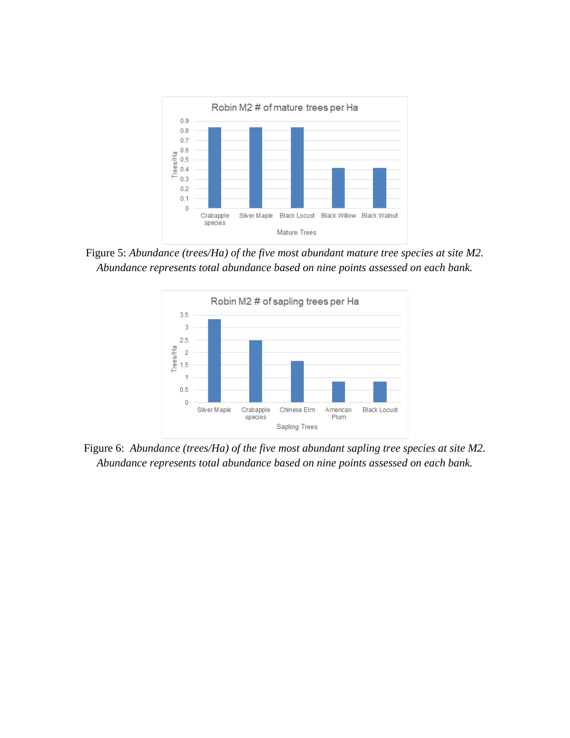Figure 5: *Abundance (trees/Ha) of the five most abundant mature tree species at site M2. Abundance represents total abundance based on nine points assessed on each bank.*

Figure 6: *Abundance (trees/Ha) of the five most abundant sapling tree species at site M2. Abundance represents total abundance based on nine points assessed on each bank.*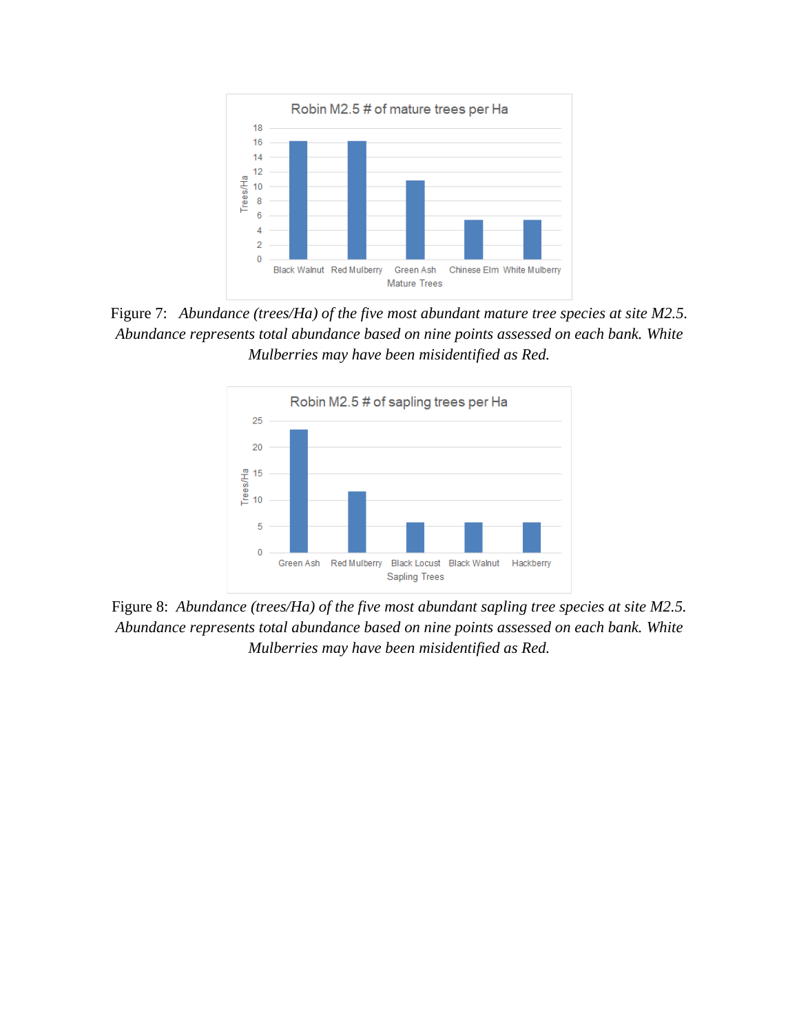Figure 7: *Abundance (trees/Ha) of the five most abundant mature tree species at site M2.5. Abundance represents total abundance based on nine points assessed on each bank. White Mulberries may have been misidentified as Red.*

Figure 8: *Abundance (trees/Ha) of the five most abundant sapling tree species at site M2.5. Abundance represents total abundance based on nine points assessed on each bank. White Mulberries may have been misidentified as Red.*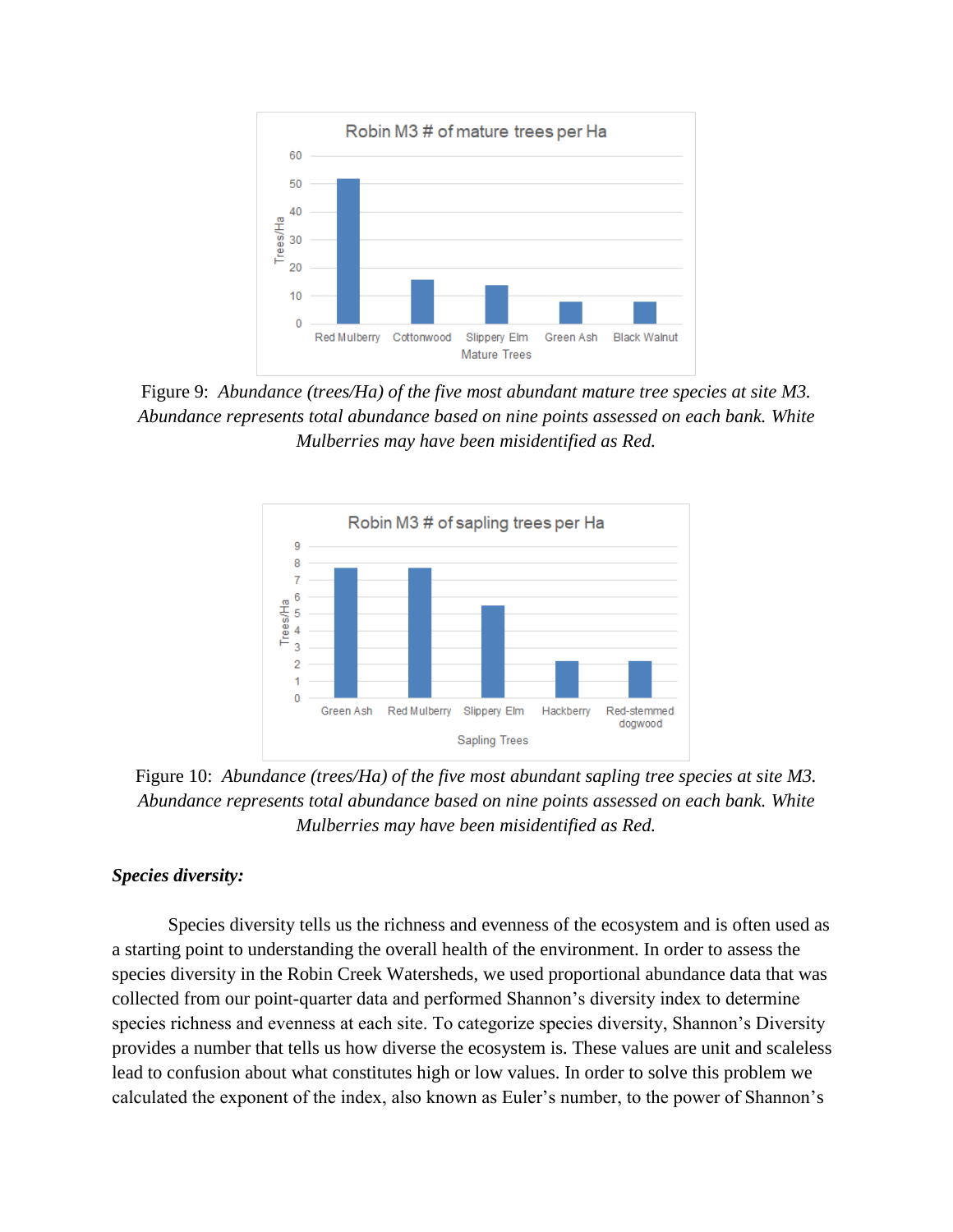Figure 9: *Abundance (trees/Ha) of the five most abundant mature tree species at site M3. Abundance represents total abundance based on nine points assessed on each bank. White Mulberries may have been misidentified as Red.*

Figure 10: *Abundance (trees/Ha) of the five most abundant sapling tree species at site M3. Abundance represents total abundance based on nine points assessed on each bank. White Mulberries may have been misidentified as Red.*

***Species diversity:***

Species diversity tells us the richness and evenness of the ecosystem and is often used as a starting point to understanding the overall health of the environment. In order to assess the species diversity in the Robin Creek Watersheds, we used proportional abundance data that was collected from our point-quarter data and performed Shannon's diversity index to determine species richness and evenness at each site. To categorize species diversity, Shannon's Diversity provides a number that tells us how diverse the ecosystem is. These values are unit and scaleless lead to confusion about what constitutes high or low values. In order to solve this problem we calculated the exponent of the index, also known as Euler's number, to the power of Shannon's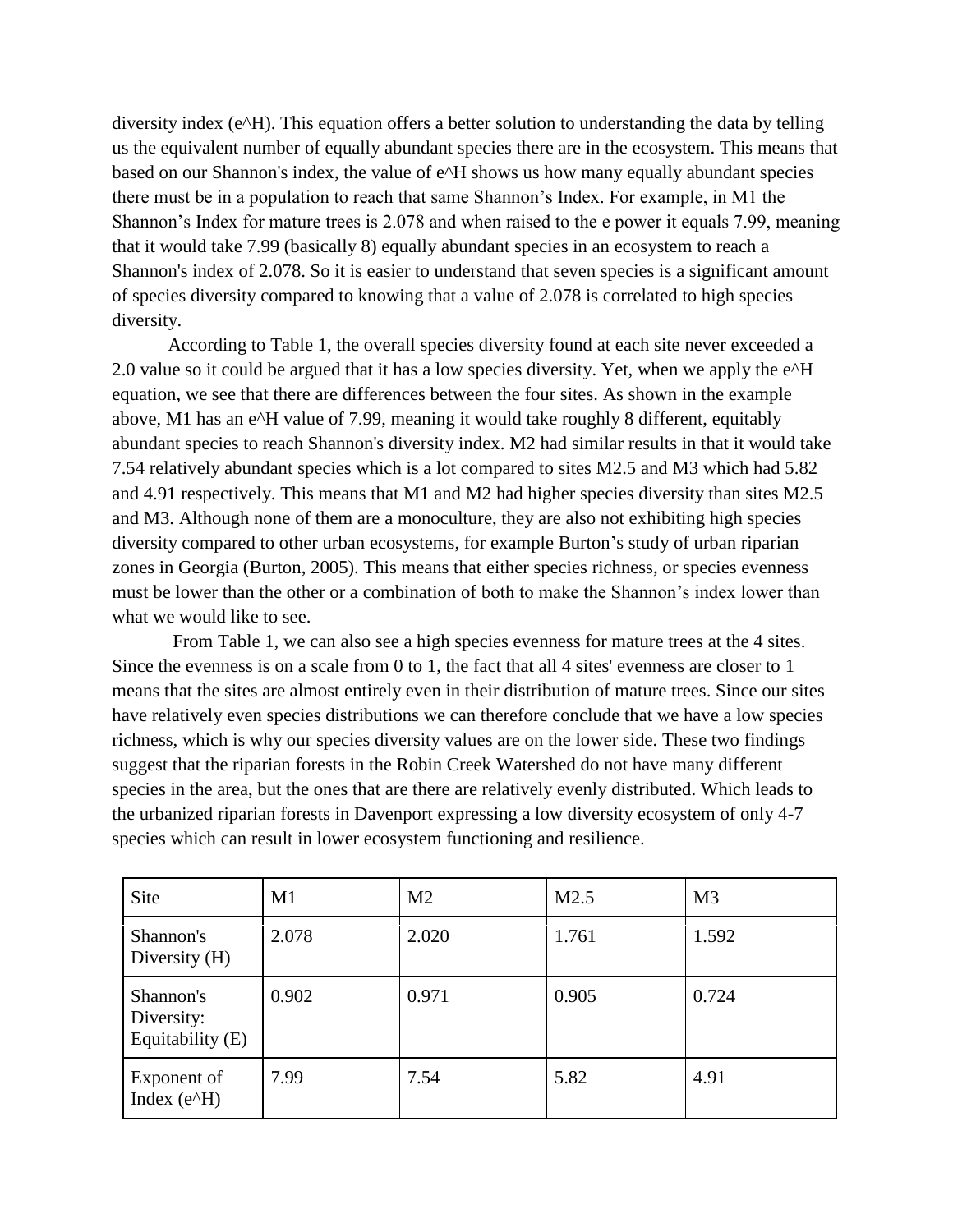diversity index ($e^H$). This equation offers a better solution to understanding the data by telling us the equivalent number of equally abundant species there are in the ecosystem. This means that based on our Shannon's index, the value of $e^H$ shows us how many equally abundant species there must be in a population to reach that same Shannon's Index. For example, in M1 the Shannon's Index for mature trees is 2.078 and when raised to the e power it equals 7.99, meaning that it would take 7.99 (basically 8) equally abundant species in an ecosystem to reach a Shannon's index of 2.078. So it is easier to understand that seven species is a significant amount of species diversity compared to knowing that a value of 2.078 is correlated to high species diversity.

According to Table 1, the overall species diversity found at each site never exceeded a 2.0 value so it could be argued that it has a low species diversity. Yet, when we apply the $e^H$ equation, we see that there are differences between the four sites. As shown in the example above, M1 has an $e^H$ value of 7.99, meaning it would take roughly 8 different, equitably abundant species to reach Shannon's diversity index. M2 had similar results in that it would take 7.54 relatively abundant species which is a lot compared to sites M2.5 and M3 which had 5.82 and 4.91 respectively. This means that M1 and M2 had higher species diversity than sites M2.5 and M3. Although none of them are a monoculture, they are also not exhibiting high species diversity compared to other urban ecosystems, for example Burton's study of urban riparian zones in Georgia (Burton, 2005). This means that either species richness, or species evenness must be lower than the other or a combination of both to make the Shannon's index lower than what we would like to see.

From Table 1, we can also see a high species evenness for mature trees at the 4 sites. Since the evenness is on a scale from 0 to 1, the fact that all 4 sites' evenness are closer to 1 means that the sites are almost entirely even in their distribution of mature trees. Since our sites have relatively even species distributions we can therefore conclude that we have a low species richness, which is why our species diversity values are on the lower side. These two findings suggest that the riparian forests in the Robin Creek Watershed do not have many different species in the area, but the ones that are there are relatively evenly distributed. Which leads to the urbanized riparian forests in Davenport expressing a low diversity ecosystem of only 4-7 species which can result in lower ecosystem functioning and resilience.

| Site | M1 | M2 | M2.5 | M3 |
|---|---|---|---|---|
| Shannon's Diversity (H) | 2.078 | 2.020 | 1.761 | 1.592 |
| Shannon's Diversity: Equitability (E) | 0.902 | 0.971 | 0.905 | 0.724 |
| Exponent of Index ($e^H$) | 7.99 | 7.54 | 5.82 | 4.91 |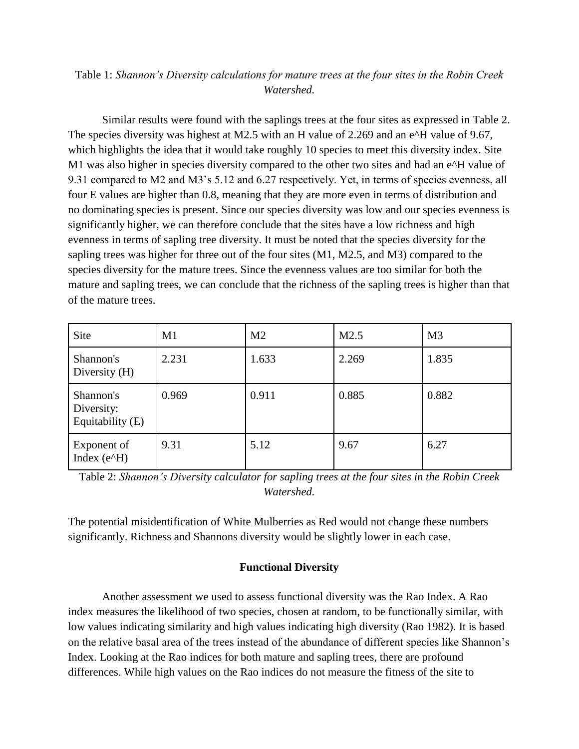Table 1: *Shannon's Diversity calculations for mature trees at the four sites in the Robin Creek Watershed.*

Similar results were found with the saplings trees at the four sites as expressed in Table 2. The species diversity was highest at M2.5 with an H value of 2.269 and an e^H value of 9.67, which highlights the idea that it would take roughly 10 species to meet this diversity index. Site M1 was also higher in species diversity compared to the other two sites and had an e^H value of 9.31 compared to M2 and M3's 5.12 and 6.27 respectively. Yet, in terms of species evenness, all four E values are higher than 0.8, meaning that they are more even in terms of distribution and no dominating species is present. Since our species diversity was low and our species evenness is significantly higher, we can therefore conclude that the sites have a low richness and high evenness in terms of sapling tree diversity. It must be noted that the species diversity for the sapling trees was higher for three out of the four sites (M1, M2.5, and M3) compared to the species diversity for the mature trees. Since the evenness values are too similar for both the mature and sapling trees, we can conclude that the richness of the sapling trees is higher than that of the mature trees.

| Site | M1 | M2 | M2.5 | M3 |
|---|---|---|---|---|
| Shannon's Diversity (H) | 2.231 | 1.633 | 2.269 | 1.835 |
| Shannon's Diversity: Equitability (E) | 0.969 | 0.911 | 0.885 | 0.882 |
| Exponent of Index (e^H) | 9.31 | 5.12 | 9.67 | 6.27 |

Table 2: *Shannon's Diversity calculator for sapling trees at the four sites in the Robin Creek Watershed.*

The potential misidentification of White Mulberries as Red would not change these numbers significantly. Richness and Shannons diversity would be slightly lower in each case.

### Functional Diversity

Another assessment we used to assess functional diversity was the Rao Index. A Rao index measures the likelihood of two species, chosen at random, to be functionally similar, with low values indicating similarity and high values indicating high diversity (Rao 1982). It is based on the relative basal area of the trees instead of the abundance of different species like Shannon's Index. Looking at the Rao indices for both mature and sapling trees, there are profound differences. While high values on the Rao indices do not measure the fitness of the site to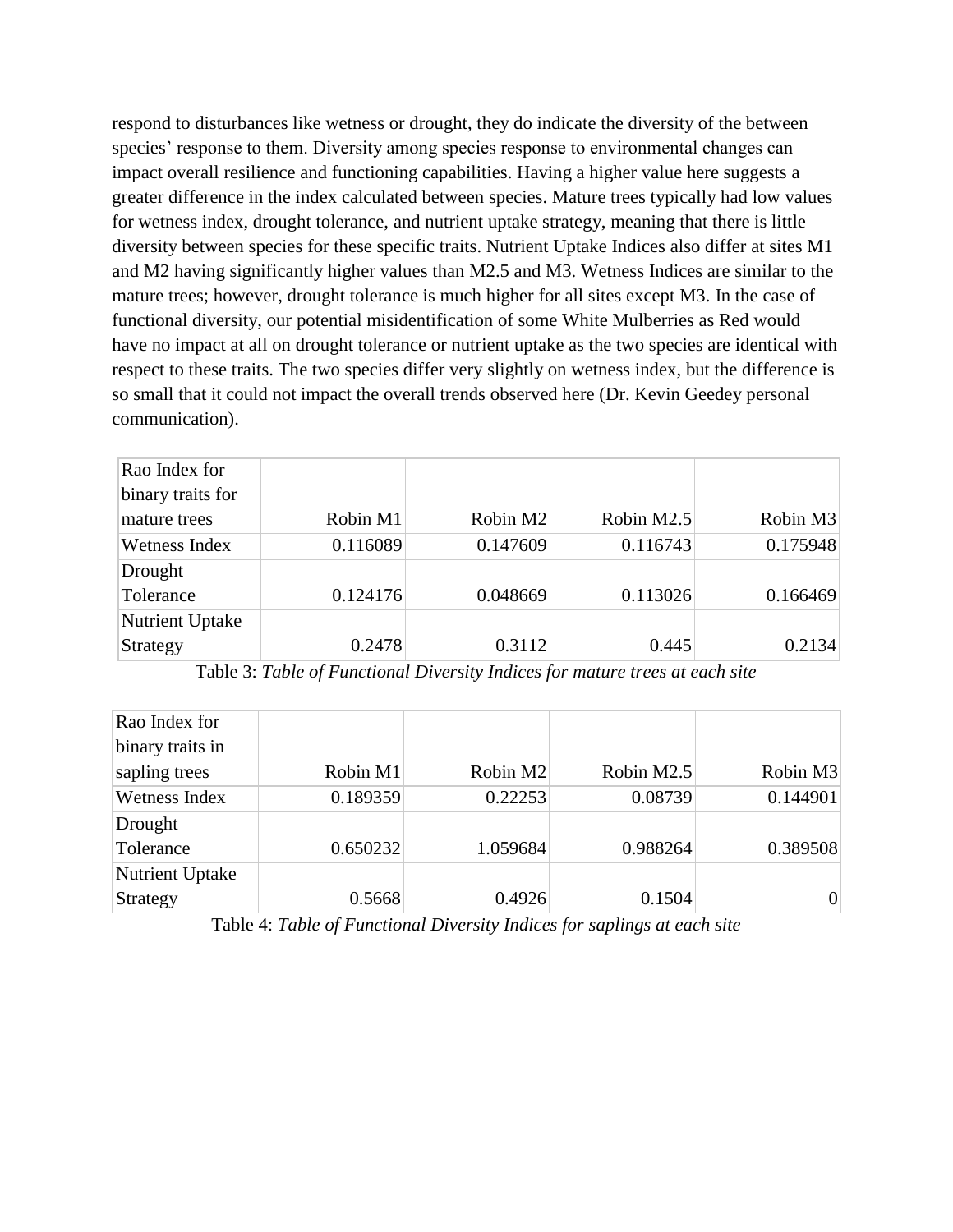respond to disturbances like wetness or drought, they do indicate the diversity of the between species' response to them. Diversity among species response to environmental changes can impact overall resilience and functioning capabilities. Having a higher value here suggests a greater difference in the index calculated between species. Mature trees typically had low values for wetness index, drought tolerance, and nutrient uptake strategy, meaning that there is little diversity between species for these specific traits. Nutrient Uptake Indices also differ at sites M1 and M2 having significantly higher values than M2.5 and M3. Wetness Indices are similar to the mature trees; however, drought tolerance is much higher for all sites except M3. In the case of functional diversity, our potential misidentification of some White Mulberries as Red would have no impact at all on drought tolerance or nutrient uptake as the two species are identical with respect to these traits. The two species differ very slightly on wetness index, but the difference is so small that it could not impact the overall trends observed here (Dr. Kevin Geedey personal communication).

| Rao Index for binary traits for mature trees | Robin M1 | Robin M2 | Robin M2.5 | Robin M3 |
|---|---|---|---|---|
| Wetness Index | 0.116089 | 0.147609 | 0.116743 | 0.175948 |
| Drought Tolerance | 0.124176 | 0.048669 | 0.113026 | 0.166469 |
| Nutrient Uptake Strategy | 0.2478 | 0.3112 | 0.445 | 0.2134 |

Table 3: *Table of Functional Diversity Indices for mature trees at each site*

| Rao Index for binary traits in sapling trees | Robin M1 | Robin M2 | Robin M2.5 | Robin M3 |
|---|---|---|---|---|
| Wetness Index | 0.189359 | 0.22253 | 0.08739 | 0.144901 |
| Drought Tolerance | 0.650232 | 1.059684 | 0.988264 | 0.389508 |
| Nutrient Uptake Strategy | 0.5668 | 0.4926 | 0.1504 | 0 |

Table 4: *Table of Functional Diversity Indices for saplings at each site*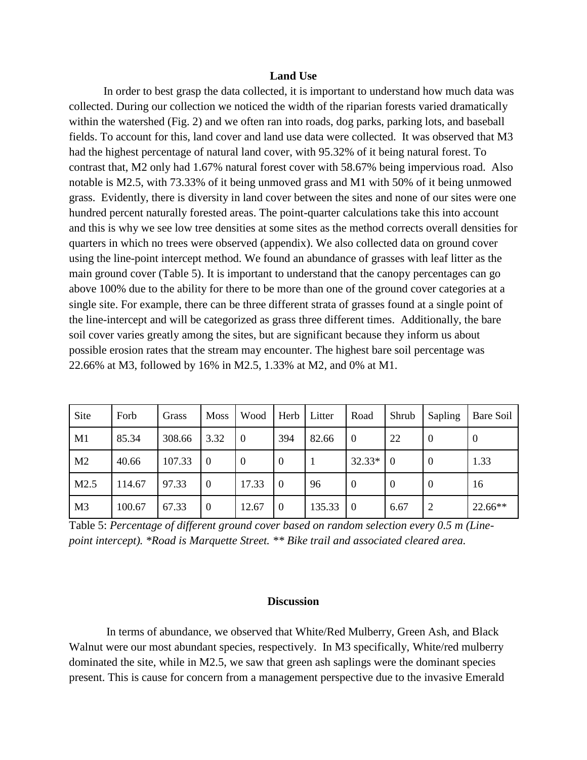## Land Use

In order to best grasp the data collected, it is important to understand how much data was collected. During our collection we noticed the width of the riparian forests varied dramatically within the watershed (Fig. 2) and we often ran into roads, dog parks, parking lots, and baseball fields. To account for this, land cover and land use data were collected. It was observed that M3 had the highest percentage of natural land cover, with 95.32% of it being natural forest. To contrast that, M2 only had 1.67% natural forest cover with 58.67% being impervious road. Also notable is M2.5, with 73.33% of it being unmoved grass and M1 with 50% of it being unmowed grass. Evidently, there is diversity in land cover between the sites and none of our sites were one hundred percent naturally forested areas. The point-quarter calculations take this into account and this is why we see low tree densities at some sites as the method corrects overall densities for quarters in which no trees were observed (appendix). We also collected data on ground cover using the line-point intercept method. We found an abundance of grasses with leaf litter as the main ground cover (Table 5). It is important to understand that the canopy percentages can go above 100% due to the ability for there to be more than one of the ground cover categories at a single site. For example, there can be three different strata of grasses found at a single point of the line-intercept and will be categorized as grass three different times. Additionally, the bare soil cover varies greatly among the sites, but are significant because they inform us about possible erosion rates that the stream may encounter. The highest bare soil percentage was 22.66% at M3, followed by 16% in M2.5, 1.33% at M2, and 0% at M1.

| Site | Forb | Grass | Moss | Wood | Herb | Litter | Road | Shrub | Sapling | Bare Soil |
|---|---|---|---|---|---|---|---|---|---|---|
| M1 | 85.34 | 308.66 | 3.32 | 0 | 394 | 82.66 | 0 | 22 | 0 | 0 |
| M2 | 40.66 | 107.33 | 0 | 0 | 0 | 1 | 32.33* | 0 | 0 | 1.33 |
| M2.5 | 114.67 | 97.33 | 0 | 17.33 | 0 | 96 | 0 | 0 | 0 | 16 |
| M3 | 100.67 | 67.33 | 0 | 12.67 | 0 | 135.33 | 0 | 6.67 | 2 | 22.66** |

Table 5: *Percentage of different ground cover based on random selection every 0.5 m (Line-point intercept). *Road is Marquette Street. ** Bike trail and associated cleared area.*

## Discussion

In terms of abundance, we observed that White/Red Mulberry, Green Ash, and Black Walnut were our most abundant species, respectively. In M3 specifically, White/red mulberry dominated the site, while in M2.5, we saw that green ash saplings were the dominant species present. This is cause for concern from a management perspective due to the invasive Emerald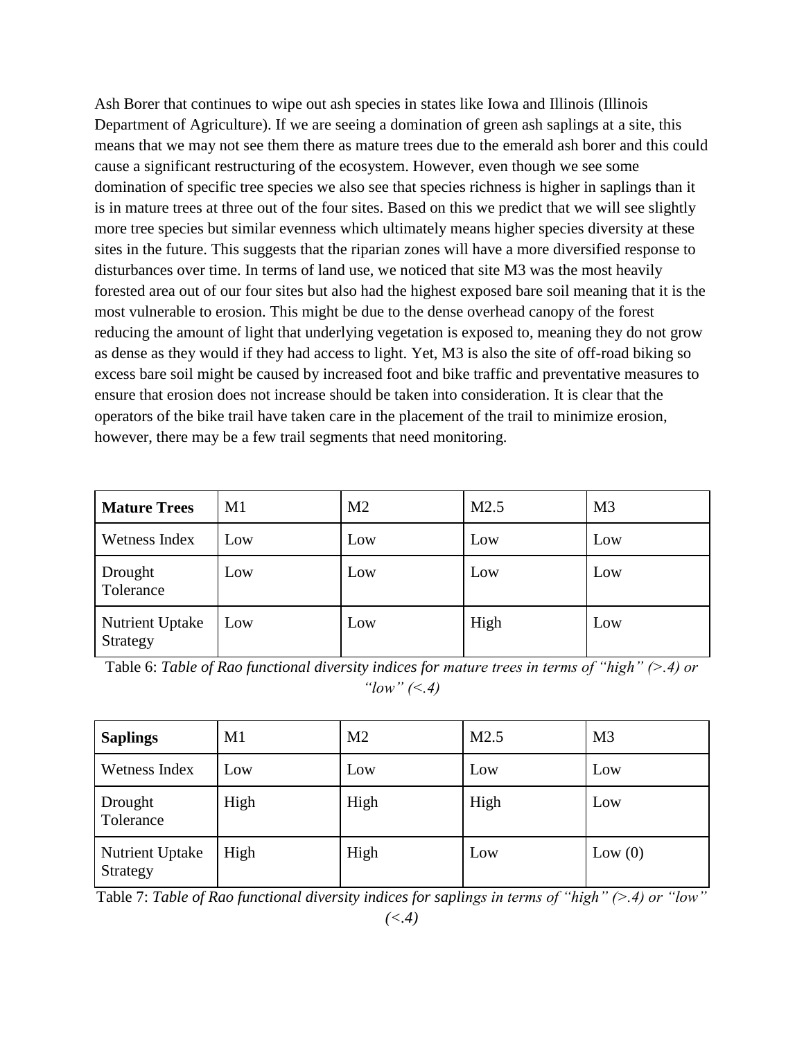Ash Borer that continues to wipe out ash species in states like Iowa and Illinois (Illinois Department of Agriculture). If we are seeing a domination of green ash saplings at a site, this means that we may not see them there as mature trees due to the emerald ash borer and this could cause a significant restructuring of the ecosystem. However, even though we see some domination of specific tree species we also see that species richness is higher in saplings than it is in mature trees at three out of the four sites. Based on this we predict that we will see slightly more tree species but similar evenness which ultimately means higher species diversity at these sites in the future. This suggests that the riparian zones will have a more diversified response to disturbances over time. In terms of land use, we noticed that site M3 was the most heavily forested area out of our four sites but also had the highest exposed bare soil meaning that it is the most vulnerable to erosion. This might be due to the dense overhead canopy of the forest reducing the amount of light that underlying vegetation is exposed to, meaning they do not grow as dense as they would if they had access to light. Yet, M3 is also the site of off-road biking so excess bare soil might be caused by increased foot and bike traffic and preventative measures to ensure that erosion does not increase should be taken into consideration. It is clear that the operators of the bike trail have taken care in the placement of the trail to minimize erosion, however, there may be a few trail segments that need monitoring.

| **Mature Trees** | M1 | M2 | M2.5 | M3 |
|---|---|---|---|---|
| Wetness Index | Low | Low | Low | Low |
| Drought Tolerance | Low | Low | Low | Low |
| Nutrient Uptake Strategy | Low | Low | High | Low |

Table 6: *Table of Rao functional diversity indices for mature trees in terms of "high" (>.4) or "low" (<.4)*

| **Saplings** | M1 | M2 | M2.5 | M3 |
|---|---|---|---|---|
| Wetness Index | Low | Low | Low | Low |
| Drought Tolerance | High | High | High | Low |
| Nutrient Uptake Strategy | High | High | Low | Low (0) |

Table 7: *Table of Rao functional diversity indices for saplings in terms of "high" (>.4) or "low" (<.4)*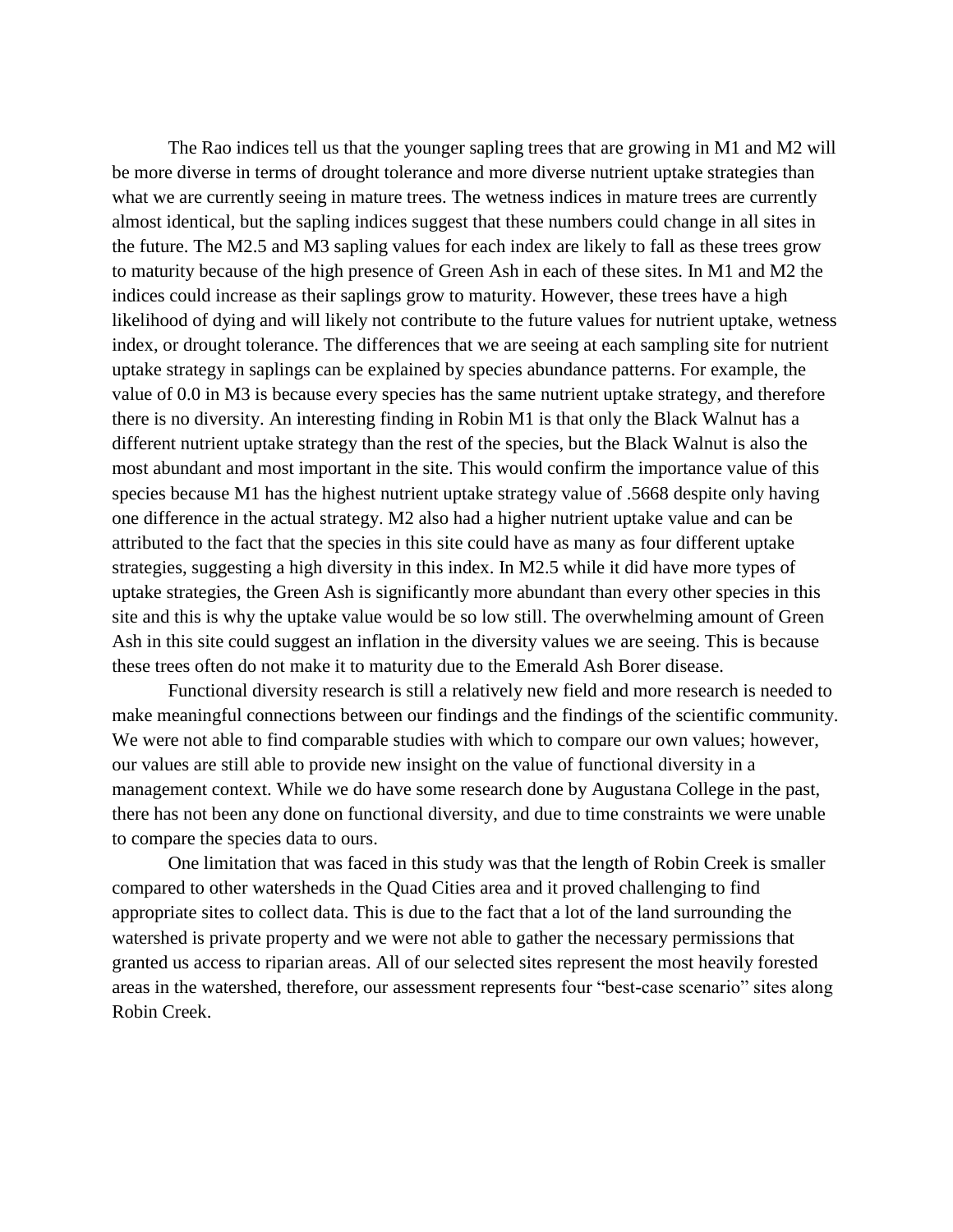The Rao indices tell us that the younger sapling trees that are growing in M1 and M2 will be more diverse in terms of drought tolerance and more diverse nutrient uptake strategies than what we are currently seeing in mature trees. The wetness indices in mature trees are currently almost identical, but the sapling indices suggest that these numbers could change in all sites in the future. The M2.5 and M3 sapling values for each index are likely to fall as these trees grow to maturity because of the high presence of Green Ash in each of these sites. In M1 and M2 the indices could increase as their saplings grow to maturity. However, these trees have a high likelihood of dying and will likely not contribute to the future values for nutrient uptake, wetness index, or drought tolerance. The differences that we are seeing at each sampling site for nutrient uptake strategy in saplings can be explained by species abundance patterns. For example, the value of 0.0 in M3 is because every species has the same nutrient uptake strategy, and therefore there is no diversity. An interesting finding in Robin M1 is that only the Black Walnut has a different nutrient uptake strategy than the rest of the species, but the Black Walnut is also the most abundant and most important in the site. This would confirm the importance value of this species because M1 has the highest nutrient uptake strategy value of .5668 despite only having one difference in the actual strategy. M2 also had a higher nutrient uptake value and can be attributed to the fact that the species in this site could have as many as four different uptake strategies, suggesting a high diversity in this index. In M2.5 while it did have more types of uptake strategies, the Green Ash is significantly more abundant than every other species in this site and this is why the uptake value would be so low still. The overwhelming amount of Green Ash in this site could suggest an inflation in the diversity values we are seeing. This is because these trees often do not make it to maturity due to the Emerald Ash Borer disease.

Functional diversity research is still a relatively new field and more research is needed to make meaningful connections between our findings and the findings of the scientific community. We were not able to find comparable studies with which to compare our own values; however, our values are still able to provide new insight on the value of functional diversity in a management context. While we do have some research done by Augustana College in the past, there has not been any done on functional diversity, and due to time constraints we were unable to compare the species data to ours.

One limitation that was faced in this study was that the length of Robin Creek is smaller compared to other watersheds in the Quad Cities area and it proved challenging to find appropriate sites to collect data. This is due to the fact that a lot of the land surrounding the watershed is private property and we were not able to gather the necessary permissions that granted us access to riparian areas. All of our selected sites represent the most heavily forested areas in the watershed, therefore, our assessment represents four "best-case scenario" sites along Robin Creek.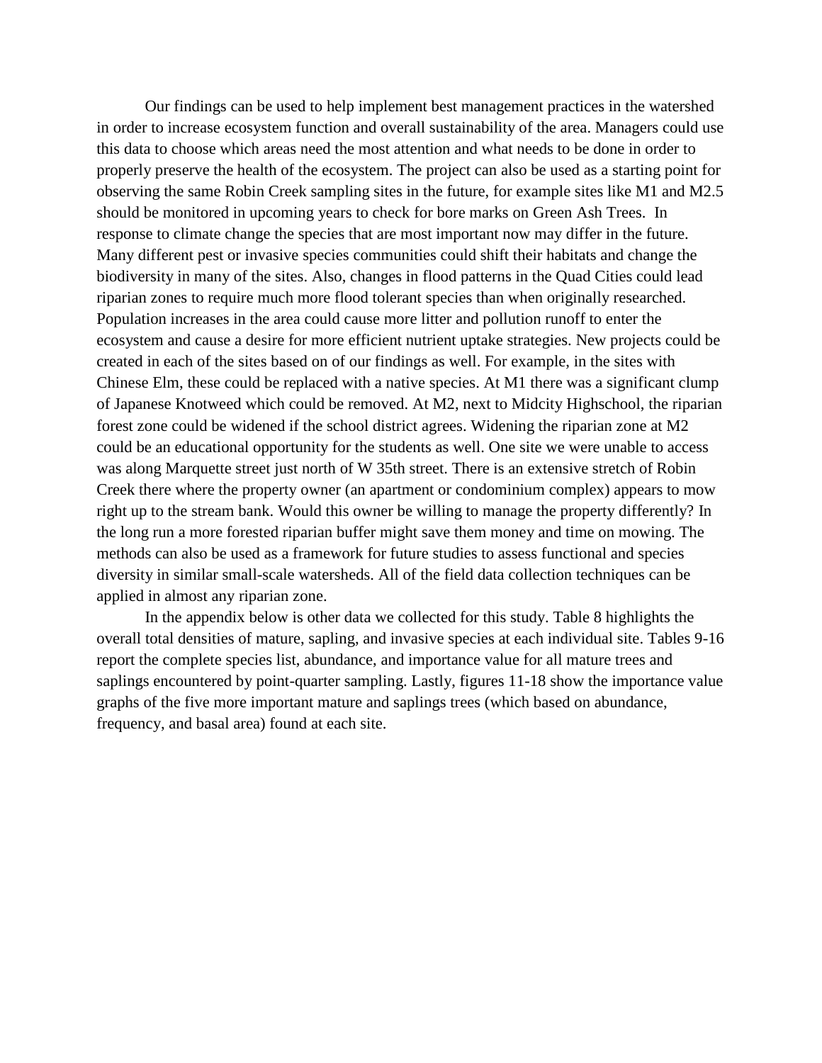Our findings can be used to help implement best management practices in the watershed in order to increase ecosystem function and overall sustainability of the area. Managers could use this data to choose which areas need the most attention and what needs to be done in order to properly preserve the health of the ecosystem. The project can also be used as a starting point for observing the same Robin Creek sampling sites in the future, for example sites like M1 and M2.5 should be monitored in upcoming years to check for bore marks on Green Ash Trees. In response to climate change the species that are most important now may differ in the future. Many different pest or invasive species communities could shift their habitats and change the biodiversity in many of the sites. Also, changes in flood patterns in the Quad Cities could lead riparian zones to require much more flood tolerant species than when originally researched. Population increases in the area could cause more litter and pollution runoff to enter the ecosystem and cause a desire for more efficient nutrient uptake strategies. New projects could be created in each of the sites based on of our findings as well. For example, in the sites with Chinese Elm, these could be replaced with a native species. At M1 there was a significant clump of Japanese Knotweed which could be removed. At M2, next to Midcity Highschool, the riparian forest zone could be widened if the school district agrees. Widening the riparian zone at M2 could be an educational opportunity for the students as well. One site we were unable to access was along Marquette street just north of W 35th street. There is an extensive stretch of Robin Creek there where the property owner (an apartment or condominium complex) appears to mow right up to the stream bank. Would this owner be willing to manage the property differently? In the long run a more forested riparian buffer might save them money and time on mowing. The methods can also be used as a framework for future studies to assess functional and species diversity in similar small-scale watersheds. All of the field data collection techniques can be applied in almost any riparian zone.

In the appendix below is other data we collected for this study. Table 8 highlights the overall total densities of mature, sapling, and invasive species at each individual site. Tables 9-16 report the complete species list, abundance, and importance value for all mature trees and saplings encountered by point-quarter sampling. Lastly, figures 11-18 show the importance value graphs of the five more important mature and saplings trees (which based on abundance, frequency, and basal area) found at each site.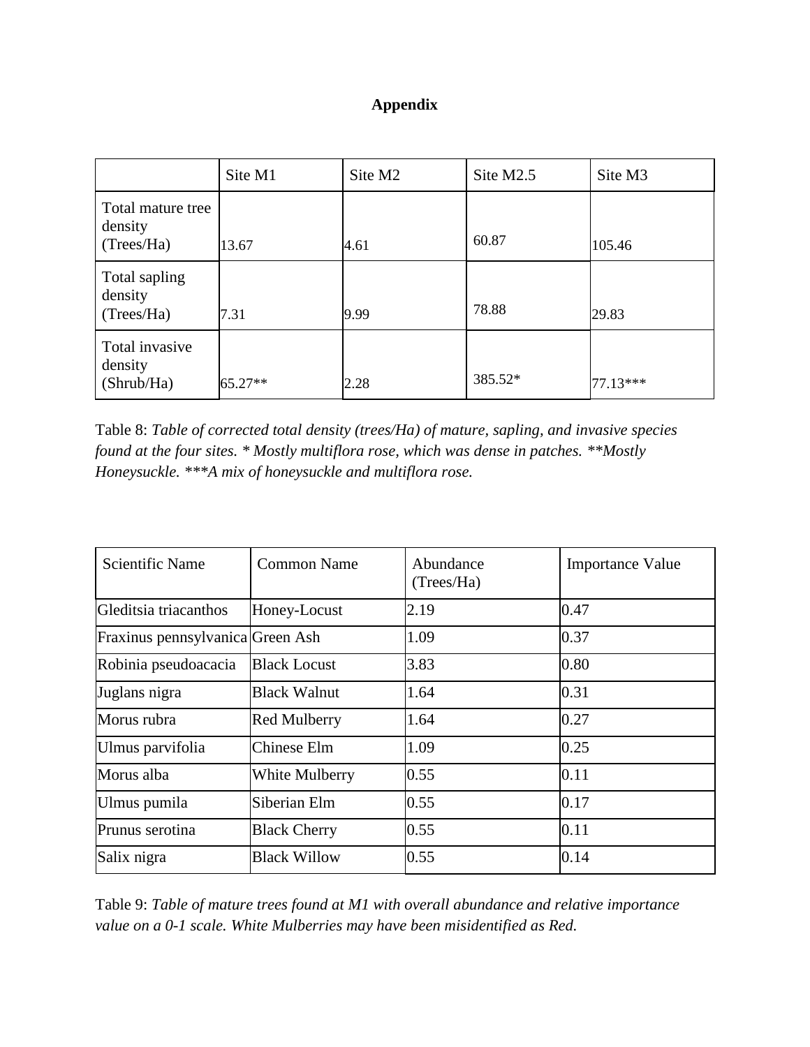# Appendix

| | Site M1 | Site M2 | Site M2.5 | Site M3 |
|---|---|---|---|---|
| Total mature tree density (Trees/Ha) | 13.67 | 4.61 | 60.87 | 105.46 |
| Total sapling density (Trees/Ha) | 7.31 | 9.99 | 78.88 | 29.83 |
| Total invasive density (Shrub/Ha) | 65.27** | 2.28 | 385.52* | 77.13*** |

Table 8: *Table of corrected total density (trees/Ha) of mature, sapling, and invasive species found at the four sites. * Mostly multiflora rose, which was dense in patches. **Mostly Honeysuckle. ***A mix of honeysuckle and multiflora rose.*

| Scientific Name | Common Name | Abundance (Trees/Ha) | Importance Value |
|---|---|---|---|
| Gleditsia triacanthos | Honey-Locust | 2.19 | 0.47 |
| Fraxinus pennsylvanica | Green Ash | 1.09 | 0.37 |
| Robinia pseudoacacia | Black Locust | 3.83 | 0.80 |
| Juglans nigra | Black Walnut | 1.64 | 0.31 |
| Morus rubra | Red Mulberry | 1.64 | 0.27 |
| Ulmus parvifolia | Chinese Elm | 1.09 | 0.25 |
| Morus alba | White Mulberry | 0.55 | 0.11 |
| Ulmus pumila | Siberian Elm | 0.55 | 0.17 |
| Prunus serotina | Black Cherry | 0.55 | 0.11 |
| Salix nigra | Black Willow | 0.55 | 0.14 |

Table 9: *Table of mature trees found at M1 with overall abundance and relative importance value on a 0-1 scale. White Mulberries may have been misidentified as Red.*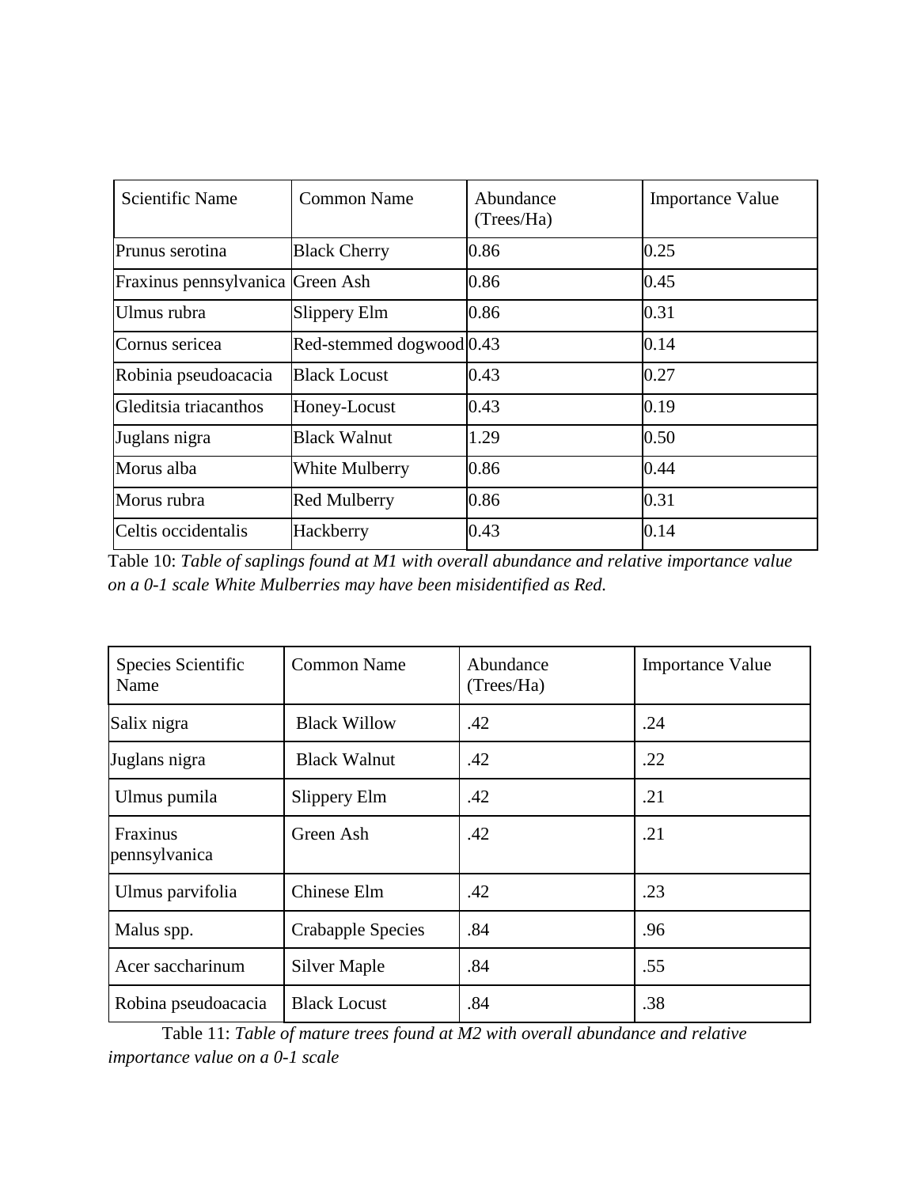| Scientific Name | Common Name | Abundance (Trees/Ha) | Importance Value |
|---|---|---|---|
| Prunus serotina | Black Cherry | 0.86 | 0.25 |
| Fraxinus pennsylvanica | Green Ash | 0.86 | 0.45 |
| Ulmus rubra | Slippery Elm | 0.86 | 0.31 |
| Cornus sericea | Red-stemmed dogwood | 0.43 | 0.14 |
| Robinia pseudoacacia | Black Locust | 0.43 | 0.27 |
| Gleditsia triacanthos | Honey-Locust | 0.43 | 0.19 |
| Juglans nigra | Black Walnut | 1.29 | 0.50 |
| Morus alba | White Mulberry | 0.86 | 0.44 |
| Morus rubra | Red Mulberry | 0.86 | 0.31 |
| Celtis occidentalis | Hackberry | 0.43 | 0.14 |

Table 10: *Table of saplings found at M1 with overall abundance and relative importance value on a 0-1 scale White Mulberries may have been misidentified as Red.*

| Species Scientific Name | Common Name | Abundance (Trees/Ha) | Importance Value |
|---|---|---|---|
| Salix nigra | Black Willow | .42 | .24 |
| Juglans nigra | Black Walnut | .42 | .22 |
| Ulmus pumila | Slippery Elm | .42 | .21 |
| Fraxinus pennsylvanica | Green Ash | .42 | .21 |
| Ulmus parvifolia | Chinese Elm | .42 | .23 |
| Malus spp. | Crabapple Species | .84 | .96 |
| Acer saccharinum | Silver Maple | .84 | .55 |
| Robina pseudoacacia | Black Locust | .84 | .38 |

Table 11: *Table of mature trees found at M2 with overall abundance and relative importance value on a 0-1 scale*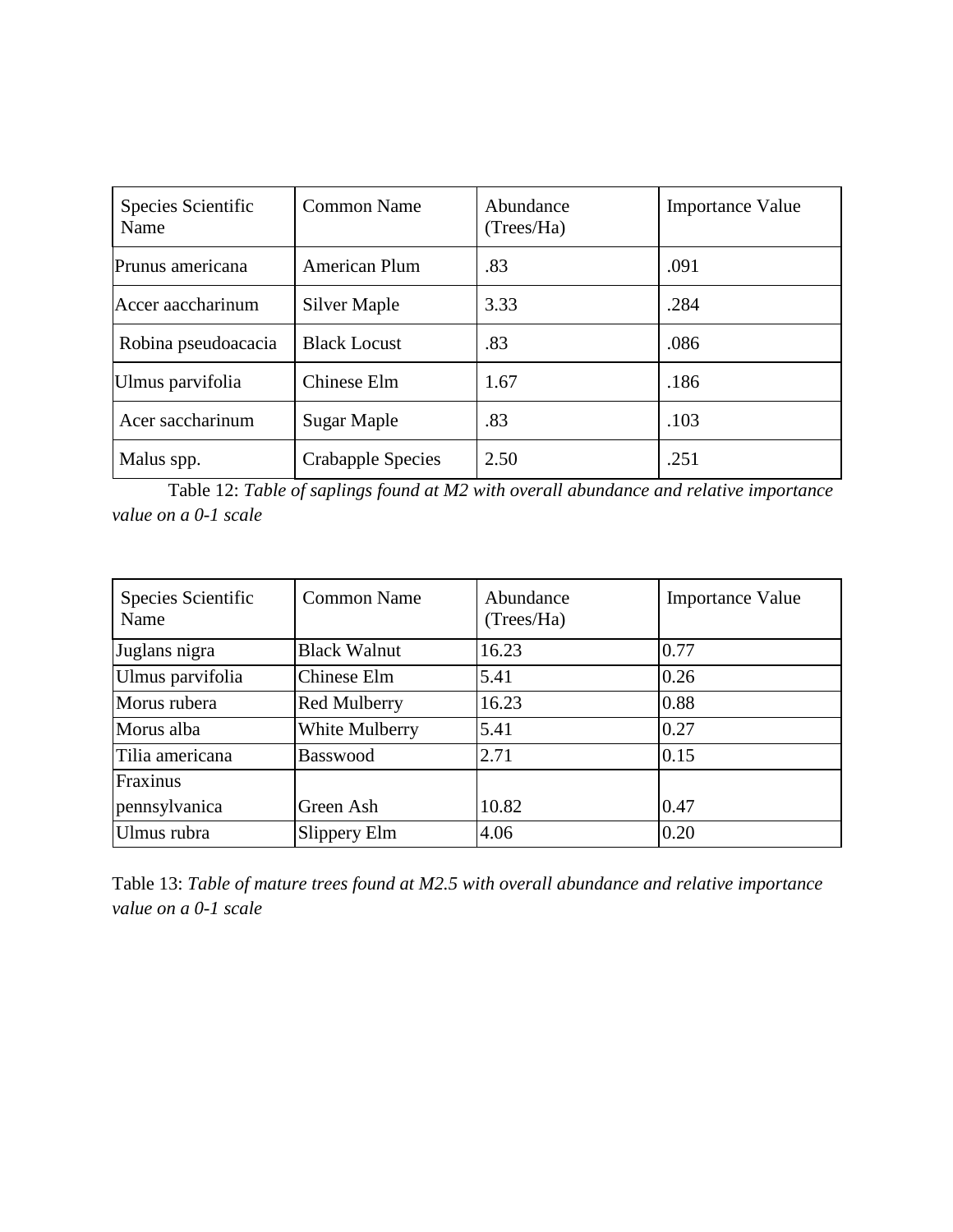| Species Scientific Name | Common Name | Abundance (Trees/Ha) | Importance Value |
|---|---|---|---|
| Prunus americana | American Plum | .83 | .091 |
| Accer aaccharinum | Silver Maple | 3.33 | .284 |
| Robina pseudoacacia | Black Locust | .83 | .086 |
| Ulmus parvifolia | Chinese Elm | 1.67 | .186 |
| Acer saccharinum | Sugar Maple | .83 | .103 |
| Malus spp. | Crabapple Species | 2.50 | .251 |

Table 12: *Table of saplings found at M2 with overall abundance and relative importance value on a 0-1 scale*

| Species Scientific Name | Common Name | Abundance (Trees/Ha) | Importance Value |
|---|---|---|---|
| Juglans nigra | Black Walnut | 16.23 | 0.77 |
| Ulmus parvifolia | Chinese Elm | 5.41 | 0.26 |
| Morus rubera | Red Mulberry | 16.23 | 0.88 |
| Morus alba | White Mulberry | 5.41 | 0.27 |
| Tilia americana | Basswood | 2.71 | 0.15 |
| Fraxinus pennsylvanica | Green Ash | 10.82 | 0.47 |
| Ulmus rubra | Slippery Elm | 4.06 | 0.20 |

Table 13: *Table of mature trees found at M2.5 with overall abundance and relative importance value on a 0-1 scale*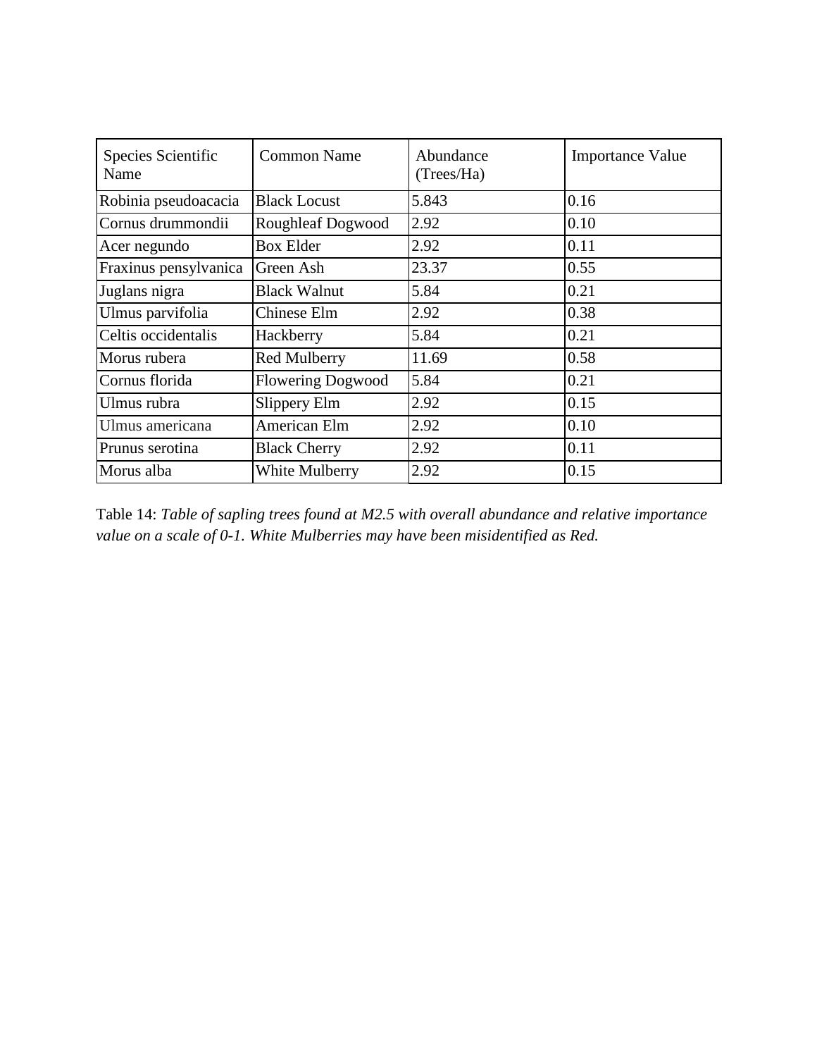| Species Scientific Name | Common Name | Abundance (Trees/Ha) | Importance Value |
| --- | --- | --- | --- |
| Robinia pseudoacacia | Black Locust | 5.843 | 0.16 |
| Cornus drummondii | Roughleaf Dogwood | 2.92 | 0.10 |
| Acer negundo | Box Elder | 2.92 | 0.11 |
| Fraxinus pensylvanica | Green Ash | 23.37 | 0.55 |
| Juglans nigra | Black Walnut | 5.84 | 0.21 |
| Ulmus parvifolia | Chinese Elm | 2.92 | 0.38 |
| Celtis occidentalis | Hackberry | 5.84 | 0.21 |
| Morus rubera | Red Mulberry | 11.69 | 0.58 |
| Cornus florida | Flowering Dogwood | 5.84 | 0.21 |
| Ulmus rubra | Slippery Elm | 2.92 | 0.15 |
| Ulmus americana | American Elm | 2.92 | 0.10 |
| Prunus serotina | Black Cherry | 2.92 | 0.11 |
| Morus alba | White Mulberry | 2.92 | 0.15 |

Table 14: *Table of sapling trees found at M2.5 with overall abundance and relative importance value on a scale of 0-1. White Mulberries may have been misidentified as Red.*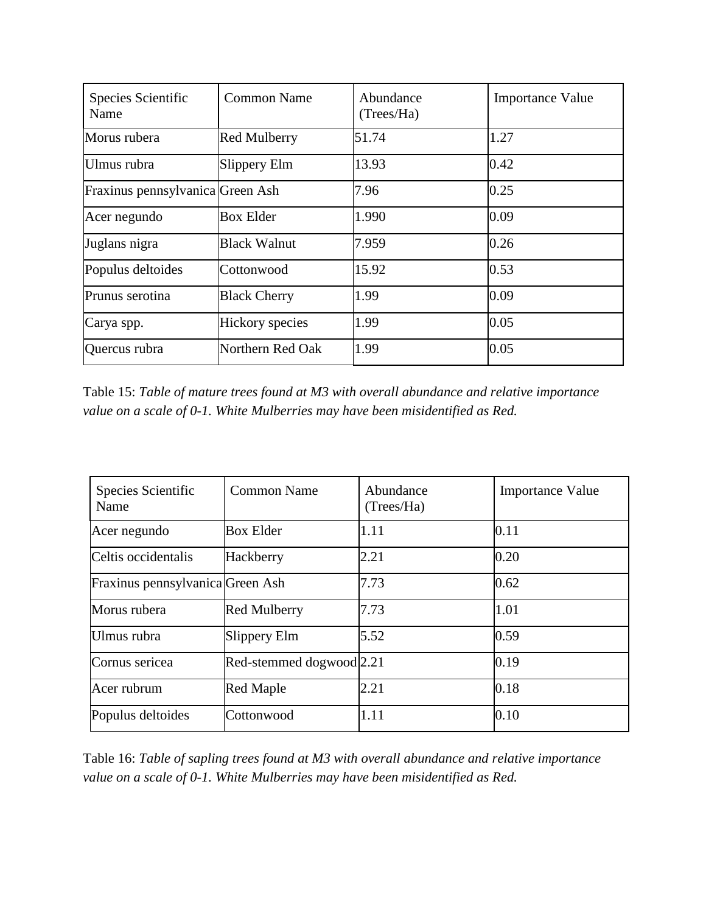| Species Scientific Name | Common Name | Abundance (Trees/Ha) | Importance Value |
|---|---|---|---|
| Morus rubera | Red Mulberry | 51.74 | 1.27 |
| Ulmus rubra | Slippery Elm | 13.93 | 0.42 |
| Fraxinus pennsylvanica | Green Ash | 7.96 | 0.25 |
| Acer negundo | Box Elder | 1.990 | 0.09 |
| Juglans nigra | Black Walnut | 7.959 | 0.26 |
| Populus deltoides | Cottonwood | 15.92 | 0.53 |
| Prunus serotina | Black Cherry | 1.99 | 0.09 |
| Carya spp. | Hickory species | 1.99 | 0.05 |
| Quercus rubra | Northern Red Oak | 1.99 | 0.05 |

Table 15: *Table of mature trees found at M3 with overall abundance and relative importance value on a scale of 0-1. White Mulberries may have been misidentified as Red.*

| Species Scientific Name | Common Name | Abundance (Trees/Ha) | Importance Value |
|---|---|---|---|
| Acer negundo | Box Elder | 1.11 | 0.11 |
| Celtis occidentalis | Hackberry | 2.21 | 0.20 |
| Fraxinus pennsylvanica | Green Ash | 7.73 | 0.62 |
| Morus rubera | Red Mulberry | 7.73 | 1.01 |
| Ulmus rubra | Slippery Elm | 5.52 | 0.59 |
| Cornus sericea | Red-stemmed dogwood | 2.21 | 0.19 |
| Acer rubrum | Red Maple | 2.21 | 0.18 |
| Populus deltoides | Cottonwood | 1.11 | 0.10 |

Table 16: *Table of sapling trees found at M3 with overall abundance and relative importance value on a scale of 0-1. White Mulberries may have been misidentified as Red.*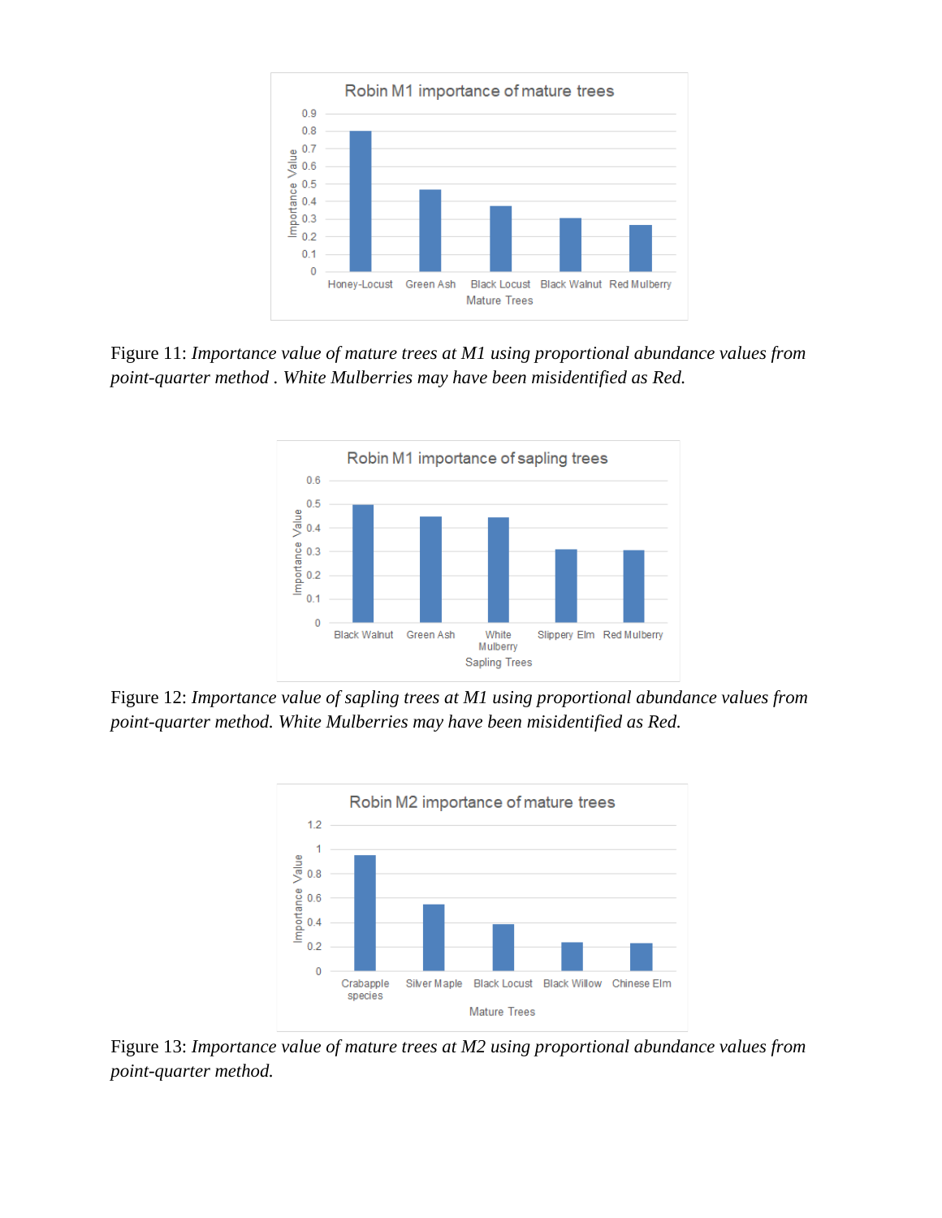Figure 11: *Importance value of mature trees at M1 using proportional abundance values from point-quarter method . White Mulberries may have been misidentified as Red.*

Figure 12: *Importance value of sapling trees at M1 using proportional abundance values from point-quarter method. White Mulberries may have been misidentified as Red.*

Figure 13: *Importance value of mature trees at M2 using proportional abundance values from point-quarter method.*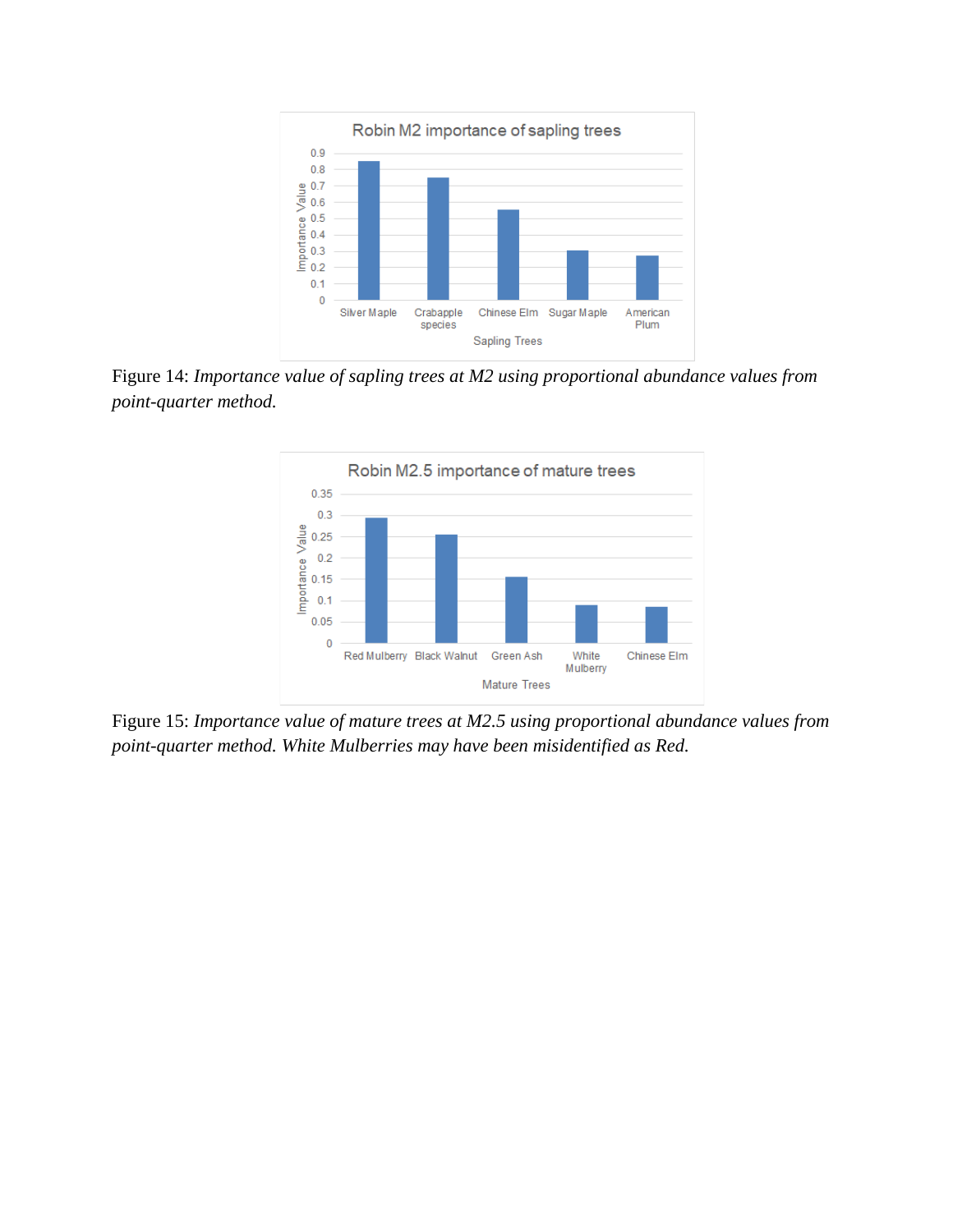Figure 14: *Importance value of sapling trees at M2 using proportional abundance values from point-quarter method.*

Figure 15: *Importance value of mature trees at M2.5 using proportional abundance values from point-quarter method. White Mulberries may have been misidentified as Red.*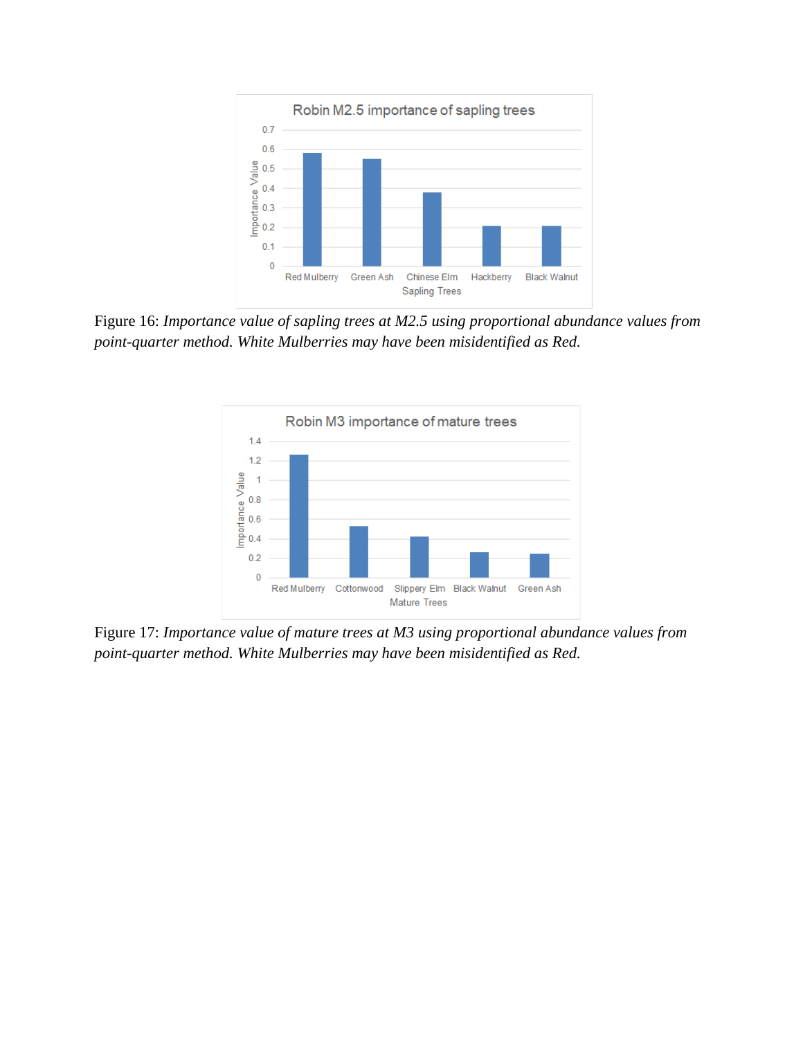Figure 16: *Importance value of sapling trees at M2.5 using proportional abundance values from point-quarter method. White Mulberries may have been misidentified as Red.*

Figure 17: *Importance value of mature trees at M3 using proportional abundance values from point-quarter method. White Mulberries may have been misidentified as Red.*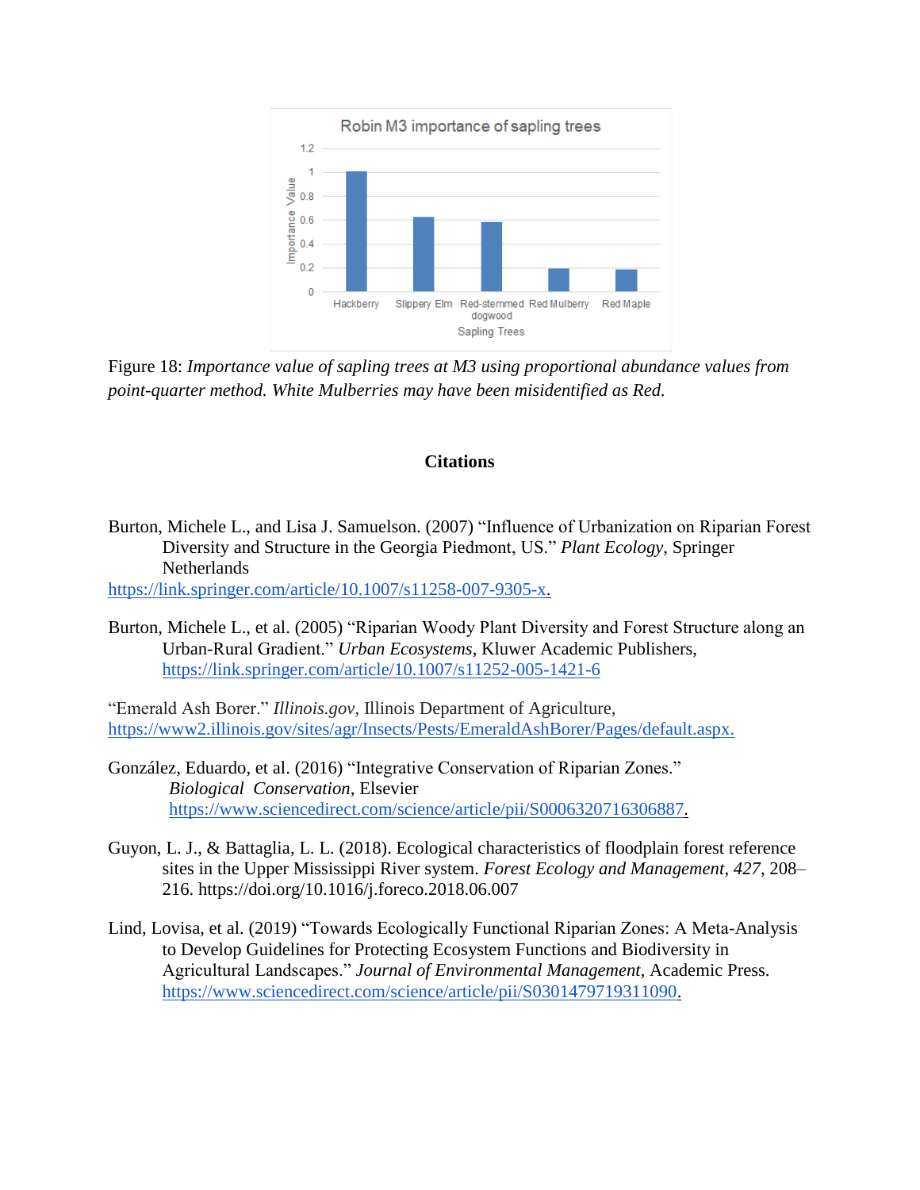Figure 18: *Importance value of sapling trees at M3 using proportional abundance values from point-quarter method. White Mulberries may have been misidentified as Red.*

## Citations

Burton, Michele L., and Lisa J. Samuelson. (2007) "Influence of Urbanization on Riparian Forest Diversity and Structure in the Georgia Piedmont, US." *Plant Ecology*, Springer Netherlands
https://link.springer.com/article/10.1007/s11258-007-9305-x.

Burton, Michele L., et al. (2005) "Riparian Woody Plant Diversity and Forest Structure along an Urban-Rural Gradient." *Urban Ecosystems*, Kluwer Academic Publishers, https://link.springer.com/article/10.1007/s11252-005-1421-6

"Emerald Ash Borer." *Illinois.gov*, Illinois Department of Agriculture, https://www2.illinois.gov/sites/agr/Insects/Pests/EmeraldAshBorer/Pages/default.aspx.

González, Eduardo, et al. (2016) "Integrative Conservation of Riparian Zones." *Biological Conservation*, Elsevier https://www.sciencedirect.com/science/article/pii/S0006320716306887.

Guyon, L. J., & Battaglia, L. L. (2018). Ecological characteristics of floodplain forest reference sites in the Upper Mississippi River system. *Forest Ecology and Management*, *427*, 208–216. https://doi.org/10.1016/j.foreco.2018.06.007

Lind, Lovisa, et al. (2019) "Towards Ecologically Functional Riparian Zones: A Meta-Analysis to Develop Guidelines for Protecting Ecosystem Functions and Biodiversity in Agricultural Landscapes." *Journal of Environmental Management*, Academic Press. https://www.sciencedirect.com/science/article/pii/S0301479719311090.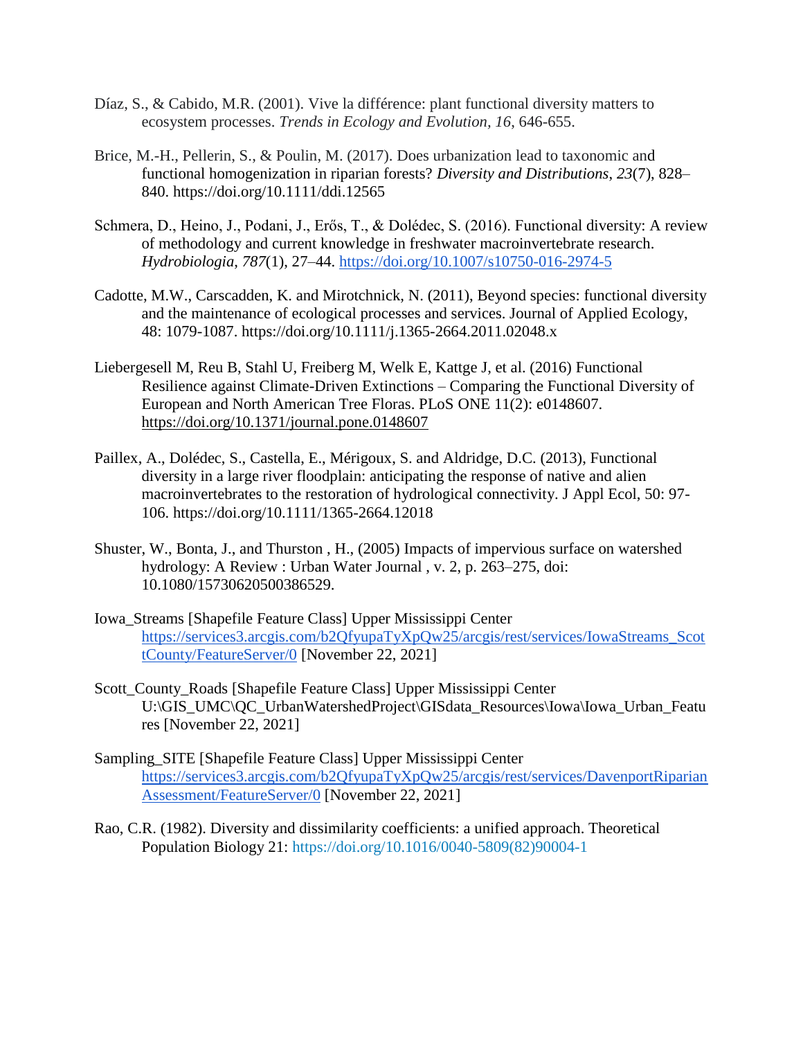Díaz, S., & Cabido, M.R. (2001). Vive la différence: plant functional diversity matters to ecosystem processes. *Trends in Ecology and Evolution*, *16*, 646-655.

Brice, M.-H., Pellerin, S., & Poulin, M. (2017). Does urbanization lead to taxonomic and functional homogenization in riparian forests? *Diversity and Distributions*, *23*(7), 828–840. https://doi.org/10.1111/ddi.12565

Schmera, D., Heino, J., Podani, J., Erős, T., & Dolédec, S. (2016). Functional diversity: A review of methodology and current knowledge in freshwater macroinvertebrate research. *Hydrobiologia*, *787*(1), 27–44. https://doi.org/10.1007/s10750-016-2974-5

Cadotte, M.W., Carscadden, K. and Mirotchnick, N. (2011), Beyond species: functional diversity and the maintenance of ecological processes and services. Journal of Applied Ecology, 48: 1079-1087. https://doi.org/10.1111/j.1365-2664.2011.02048.x

Liebergesell M, Reu B, Stahl U, Freiberg M, Welk E, Kattge J, et al. (2016) Functional Resilience against Climate-Driven Extinctions – Comparing the Functional Diversity of European and North American Tree Floras. PLoS ONE 11(2): e0148607. https://doi.org/10.1371/journal.pone.0148607

Paillex, A., Dolédec, S., Castella, E., Mérigoux, S. and Aldridge, D.C. (2013), Functional diversity in a large river floodplain: anticipating the response of native and alien macroinvertebrates to the restoration of hydrological connectivity. J Appl Ecol, 50: 97-106. https://doi.org/10.1111/1365-2664.12018

Shuster, W., Bonta, J., and Thurston , H., (2005) Impacts of impervious surface on watershed hydrology: A Review : Urban Water Journal , v. 2, p. 263–275, doi: 10.1080/15730620500386529.

Iowa_Streams [Shapefile Feature Class] Upper Mississippi Center https://services3.arcgis.com/b2QfyupaTyXpQw25/arcgis/rest/services/IowaStreams_ScottCounty/FeatureServer/0 [November 22, 2021]

Scott_County_Roads [Shapefile Feature Class] Upper Mississippi Center U:\GIS_UMC\QC_UrbanWatershedProject\GISdata_Resources\Iowa\Iowa_Urban_Features [November 22, 2021]

Sampling_SITE [Shapefile Feature Class] Upper Mississippi Center https://services3.arcgis.com/b2QfyupaTyXpQw25/arcgis/rest/services/DavenportRiparianAssessment/FeatureServer/0 [November 22, 2021]

Rao, C.R. (1982). Diversity and dissimilarity coefficients: a unified approach. Theoretical Population Biology 21: https://doi.org/10.1016/0040-5809(82)90004-1